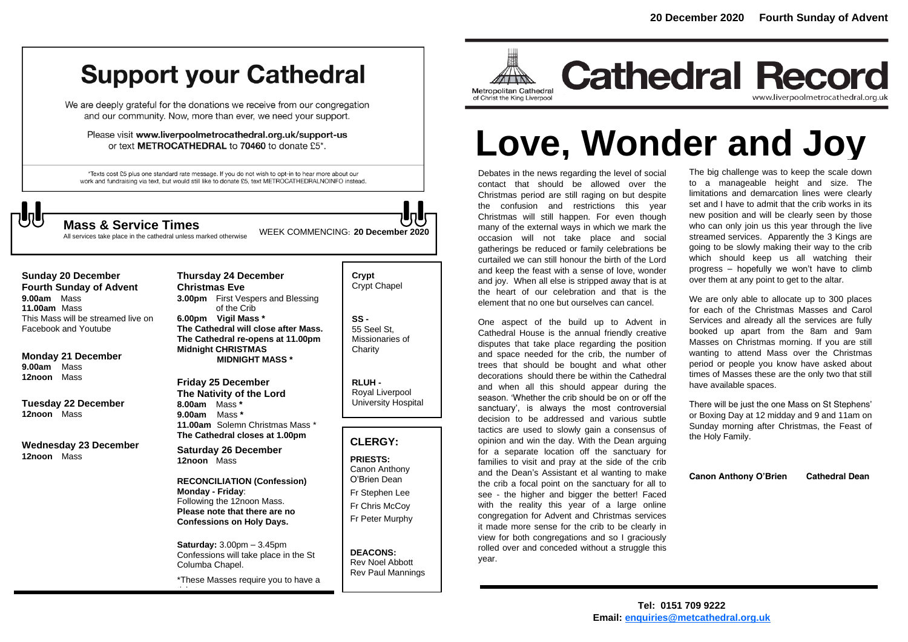# Support your Cathedral

We are deeply grateful for the donations we receive from our congregation and our community. Now, more than ever, we need your support.

Please visit **www.liverpoolmetrocathedral.org.uk/support-us** or text **METROCATHEDRAL** to **70460** to donate £5*.

*Texts cost £5 plus one standard rate message. If you do not wish to opt-in to hear more about our work and fundraising via text, but would still like to donate £5, text METROCATHEDRALNOINFO instead.

## Mass & Service Times

All services take place in the cathedral unless marked otherwise

WEEK COMMENCING: **20 December 2020**

**Sunday 20 December**
**Fourth Sunday of Advent**
**9.00am** Mass
**11.00am** Mass
This Mass will be streamed live on Facebook and Youtube

**Monday 21 December**
**9.00am** Mass
**12noon** Mass

**Tuesday 22 December**
**12noon** Mass

**Wednesday 23 December**
**12noon** Mass

**Thursday 24 December**
**Christmas Eve**
**3.00pm** First Vespers and Blessing of the Crib
**6.00pm Vigil Mass ***
**The Cathedral will close after Mass.**
**The Cathedral re-opens at 11.00pm**
**Midnight CHRISTMAS MIDNIGHT MASS ***

**Friday 25 December**
**The Nativity of the Lord**
**8.00am** Mass *****
**9.00am** Mass *****
**11.00am** Solemn Christmas Mass *
**The Cathedral closes at 1.00pm**

**Saturday 26 December**
**12noon** Mass

**RECONCILIATION (Confession)**
**Monday - Friday**:
Following the 12noon Mass.
**Please note that there are no Confessions on Holy Days.**

**Saturday:** 3.00pm – 3.45pm
Confessions will take place in the St Columba Chapel.

*These Masses require you to have a

**Crypt**
Crypt Chapel

**SS -**
55 Seel St, Missionaries of Charity

**RLUH -**
Royal Liverpool University Hospital

## CLERGY:

**PRIESTS:**
Canon Anthony O'Brien Dean
Fr Stephen Lee
Fr Chris McCoy
Fr Peter Murphy

**DEACONS:**
Rev Noel Abbott
Rev Paul Mannings

20 December 2020 Fourth Sunday of Advent

Metropolitan Cathedral of Christ the King Liverpool

# Cathedral Record

www.liverpoolmetrocathedral.org.uk

# Love, Wonder and Joy

Debates in the news regarding the level of social contact that should be allowed over the Christmas period are still raging on but despite the confusion and restrictions this year Christmas will still happen. For even though many of the external ways in which we mark the occasion will not take place and social gatherings be reduced or family celebrations be curtailed we can still honour the birth of the Lord and keep the feast with a sense of love, wonder and joy. When all else is stripped away that is at the heart of our celebration and that is the element that no one but ourselves can cancel.

One aspect of the build up to Advent in Cathedral House is the annual friendly creative disputes that take place regarding the position and space needed for the crib, the number of trees that should be bought and what other decorations should there be within the Cathedral and when all this should appear during the season. 'Whether the crib should be on or off the sanctuary', is always the most controversial decision to be addressed and various subtle tactics are used to slowly gain a consensus of opinion and win the day. With the Dean arguing for a separate location off the sanctuary for families to visit and pray at the side of the crib and the Dean's Assistant et al wanting to make the crib a focal point on the sanctuary for all to see - the higher and bigger the better! Faced with the reality this year of a large online congregation for Advent and Christmas services it made more sense for the crib to be clearly in view for both congregations and so I graciously rolled over and conceded without a struggle this year.

The big challenge was to keep the scale down to a manageable height and size. The limitations and demarcation lines were clearly set and I have to admit that the crib works in its new position and will be clearly seen by those who can only join us this year through the live streamed services. Apparently the 3 Kings are going to be slowly making their way to the crib which should keep us all watching their progress – hopefully we won't have to climb over them at any point to get to the altar.

We are only able to allocate up to 300 places for each of the Christmas Masses and Carol Services and already all the services are fully booked up apart from the 8am and 9am Masses on Christmas morning. If you are still wanting to attend Mass over the Christmas period or people you know have asked about times of Masses these are the only two that still have available spaces.

There will be just the one Mass on St Stephens' or Boxing Day at 12 midday and 9 and 11am on Sunday morning after Christmas, the Feast of the Holy Family.

**Canon Anthony O'Brien Cathedral Dean**

**Tel: 0151 709 9222**
**Email: enquiries@metcathedral.org.uk**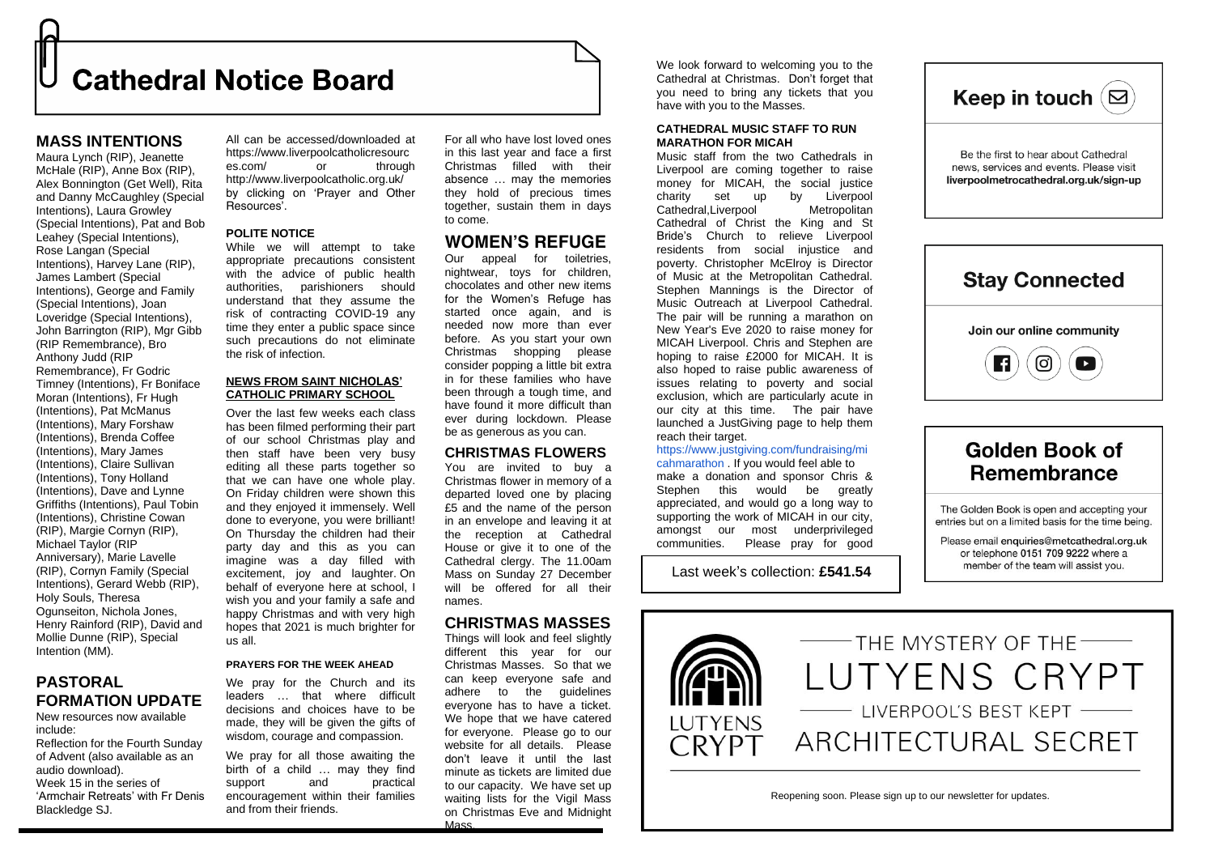# Cathedral Notice Board

## MASS INTENTIONS

Maura Lynch (RIP), Jeanette McHale (RIP), Anne Box (RIP), Alex Bonnington (Get Well), Rita and Danny McCaughley (Special Intentions), Laura Growley (Special Intentions), Pat and Bob Leahey (Special Intentions), Rose Langan (Special Intentions), Harvey Lane (RIP), James Lambert (Special Intentions), George and Family (Special Intentions), Joan Loveridge (Special Intentions), John Barrington (RIP), Mgr Gibb (RIP Remembrance), Bro Anthony Judd (RIP Remembrance), Fr Godric Timney (Intentions), Fr Boniface Moran (Intentions), Fr Hugh (Intentions), Pat McManus (Intentions), Mary Forshaw (Intentions), Brenda Coffee (Intentions), Mary James (Intentions), Claire Sullivan (Intentions), Tony Holland (Intentions), Dave and Lynne Griffiths (Intentions), Paul Tobin (Intentions), Christine Cowan (RIP), Margie Cornyn (RIP), Michael Taylor (RIP Anniversary), Marie Lavelle (RIP), Cornyn Family (Special Intentions), Gerard Webb (RIP), Holy Souls, Theresa Ogunseiton, Nichola Jones, Henry Rainford (RIP), David and Mollie Dunne (RIP), Special Intention (MM).

## PASTORAL FORMATION UPDATE

New resources now available include:

Reflection for the Fourth Sunday of Advent (also available as an audio download).

Week 15 in the series of 'Armchair Retreats' with Fr Denis Blackledge SJ.

All can be accessed/downloaded at https://www.liverpoolcatholicresources.com/ or through http://www.liverpoolcatholic.org.uk/ by clicking on 'Prayer and Other Resources'.

#### POLITE NOTICE

While we will attempt to take appropriate precautions consistent with the advice of public health authorities, parishioners should understand that they assume the risk of contracting COVID-19 any time they enter a public space since such precautions do not eliminate the risk of infection.

#### NEWS FROM SAINT NICHOLAS' CATHOLIC PRIMARY SCHOOL

Over the last few weeks each class has been filmed performing their part of our school Christmas play and then staff have been very busy editing all these parts together so that we can have one whole play. On Friday children were shown this and they enjoyed it immensely. Well done to everyone, you were brilliant! On Thursday the children had their party day and this as you can imagine was a day filled with excitement, joy and laughter. On behalf of everyone here at school, I wish you and your family a safe and happy Christmas and with very high hopes that 2021 is much brighter for us all.

#### PRAYERS FOR THE WEEK AHEAD

We pray for the Church and its leaders … that where difficult decisions and choices have to be made, they will be given the gifts of wisdom, courage and compassion.

We pray for all those awaiting the birth of a child … may they find support and practical encouragement within their families and from their friends.

For all who have lost loved ones in this last year and face a first Christmas filled with their absence … may the memories they hold of precious times together, sustain them in days to come.

## WOMEN'S REFUGE

Our appeal for toiletries, nightwear, toys for children, chocolates and other new items for the Women's Refuge has started once again, and is needed now more than ever before. As you start your own Christmas shopping please consider popping a little bit extra in for these families who have been through a tough time, and have found it more difficult than ever during lockdown. Please be as generous as you can.

### CHRISTMAS FLOWERS

You are invited to buy a Christmas flower in memory of a departed loved one by placing £5 and the name of the person in an envelope and leaving it at the reception at Cathedral House or give it to one of the Cathedral clergy. The 11.00am Mass on Sunday 27 December will be offered for all their names.

## CHRISTMAS MASSES

Things will look and feel slightly different this year for our Christmas Masses. So that we can keep everyone safe and adhere to the guidelines everyone has to have a ticket. We hope that we have catered for everyone. Please go to our website for all details. Please don't leave it until the last minute as tickets are limited due to our capacity. We have set up waiting lists for the Vigil Mass on Christmas Eve and Midnight Mass.

We look forward to welcoming you to the Cathedral at Christmas. Don't forget that you need to bring any tickets that you have with you to the Masses.

#### CATHEDRAL MUSIC STAFF TO RUN MARATHON FOR MICAH

Music staff from the two Cathedrals in Liverpool are coming together to raise money for MICAH, the social justice charity set up by Liverpool Cathedral,Liverpool Metropolitan Cathedral of Christ the King and St Bride's Church to relieve Liverpool residents from social injustice and poverty. Christopher McElroy is Director of Music at the Metropolitan Cathedral. Stephen Mannings is the Director of Music Outreach at Liverpool Cathedral. The pair will be running a marathon on New Year's Eve 2020 to raise money for MICAH Liverpool. Chris and Stephen are hoping to raise £2000 for MICAH. It is also hoped to raise public awareness of issues relating to poverty and social exclusion, which are particularly acute in our city at this time. The pair have launched a JustGiving page to help them reach their target.

https://www.justgiving.com/fundraising/micahmarathon . If you would feel able to make a donation and sponsor Chris & Stephen this would be greatly appreciated, and would go a long way to supporting the work of MICAH in our city, amongst our most underprivileged communities. Please pray for good

Last week's collection: **£541.54**

## Keep in touch

Be the first to hear about Cathedral news, services and events. Please visit **liverpoolmetrocathedral.org.uk/sign-up**

## Stay Connected

Join our online community

## Golden Book of Remembrance

The Golden Book is open and accepting your entries but on a limited basis for the time being.

Please email **enquiries@metcathedral.org.uk** or telephone **0151 709 9222** where a member of the team will assist you.

LUTYENS CRYPT

THE MYSTERY OF THE LUTYENS CRYPT — LIVERPOOL'S BEST KEPT ARCHITECTURAL SECRET

Reopening soon. Please sign up to our newsletter for updates.